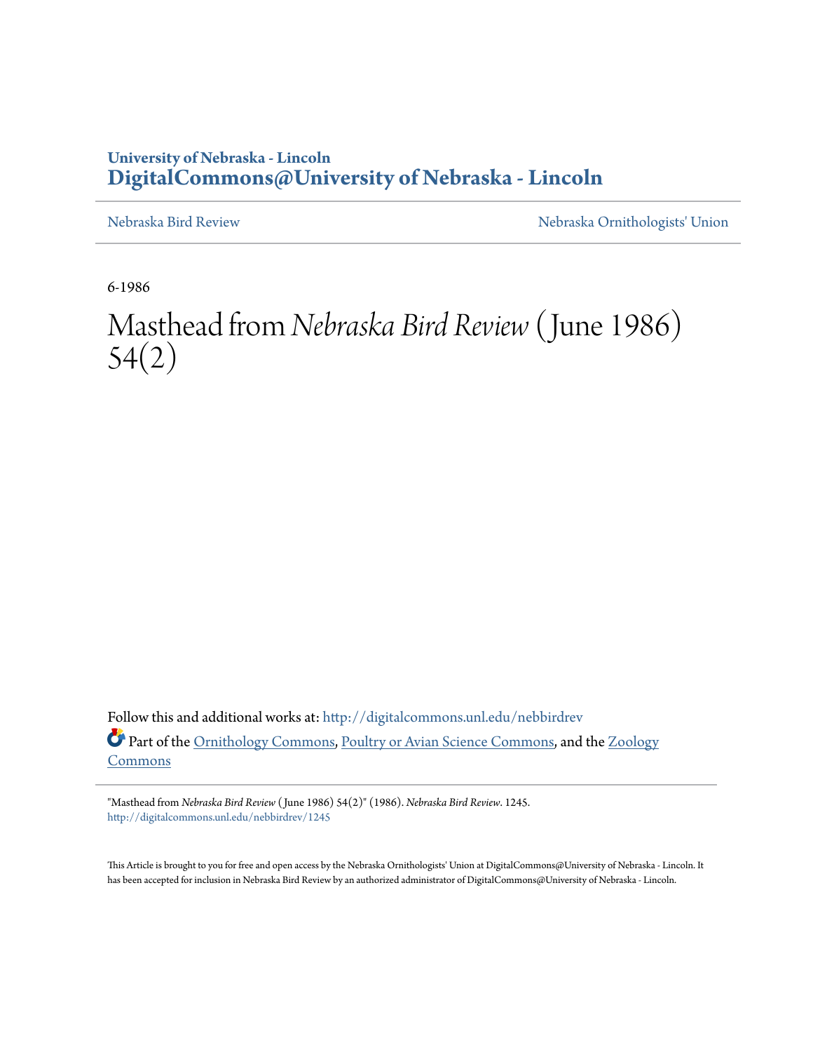University of Nebraska - Lincoln
**DigitalCommons@University of Nebraska - Lincoln**

Nebraska Bird Review | Nebraska Ornithologists' Union

6-1986

# Masthead from *Nebraska Bird Review* ( June 1986) 54(2)

Follow this and additional works at: http://digitalcommons.unl.edu/nebbirdrev

Part of the Ornithology Commons, Poultry or Avian Science Commons, and the Zoology Commons

"Masthead from *Nebraska Bird Review* ( June 1986) 54(2)" (1986). *Nebraska Bird Review*. 1245.
http://digitalcommons.unl.edu/nebbirdrev/1245

This Article is brought to you for free and open access by the Nebraska Ornithologists' Union at DigitalCommons@University of Nebraska - Lincoln. It has been accepted for inclusion in Nebraska Bird Review by an authorized administrator of DigitalCommons@University of Nebraska - Lincoln.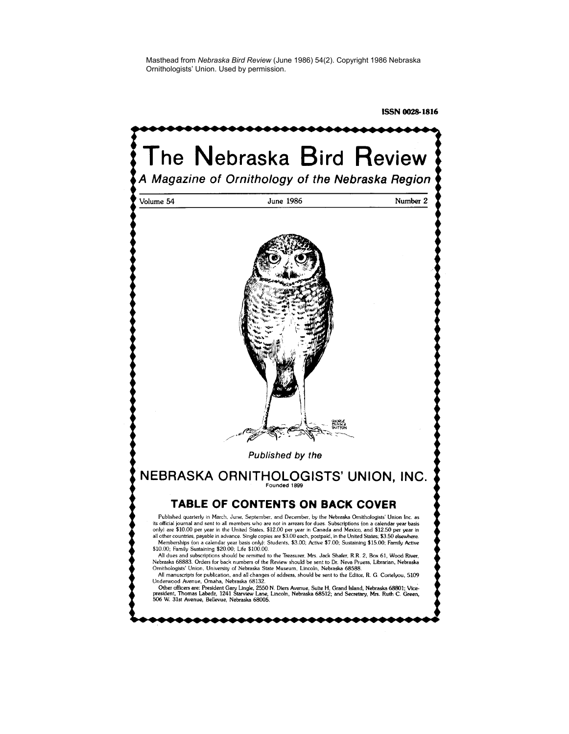Masthead from *Nebraska Bird Review* (June 1986) 54(2). Copyright 1986 Nebraska Ornithologists' Union. Used by permission.

**ISSN 0028-1816**

# The Nebraska Bird Review

*A Magazine of Ornithology of the Nebraska Region*

Volume 54 June 1986 Number 2

*Published by the*

## NEBRASKA ORNITHOLOGISTS' UNION, INC.

Founded 1899

### TABLE OF CONTENTS ON BACK COVER

Published quarterly in March, June, September, and December, by the Nebraska Ornithologists' Union Inc. as its official journal and sent to all members who are not in arrears for dues. Subscriptions (on a calendar year basis only) are $10.00 per year in the United States, $12.00 per year in Canada and Mexico, and $12.50 per year in all other countries, payable in advance. Single copies are $3.00 each, postpaid, in the United States, $3.50 elsewhere.

Memberships (on a calendar year basis only): Students, $3.00; Active $7.00; Sustaining $15.00; Family Active $10.00; Family Sustaining $20.00; Life $100.00.

All dues and subscriptions should be remitted to the Treasurer, Mrs. Jack Shafer, R.R. 2, Box 61, Wood River, Nebraska 68883. Orders for back numbers of the Review should be sent to Dr. Neva Pruess, Librarian, Nebraska Ornithologists' Union, University of Nebraska State Museum, Lincoln, Nebraska 68588.

All manuscripts for publication, and all changes of address, should be sent to the Editor, R. G. Cortelyou, 5109 Underwood Avenue, Omaha, Nebraska 68132.

Other officers are: President Gary Lingle, 2550 N. Diers Avenue, Suite H, Grand Island, Nebraska 68801; Vice-president, Thomas Labedz, 1241 Starview Lane, Lincoln, Nebraska 68512; and Secretary, Mrs. Ruth C. Green, 506 W. 31st Avenue, Bellevue, Nebraska 68005.